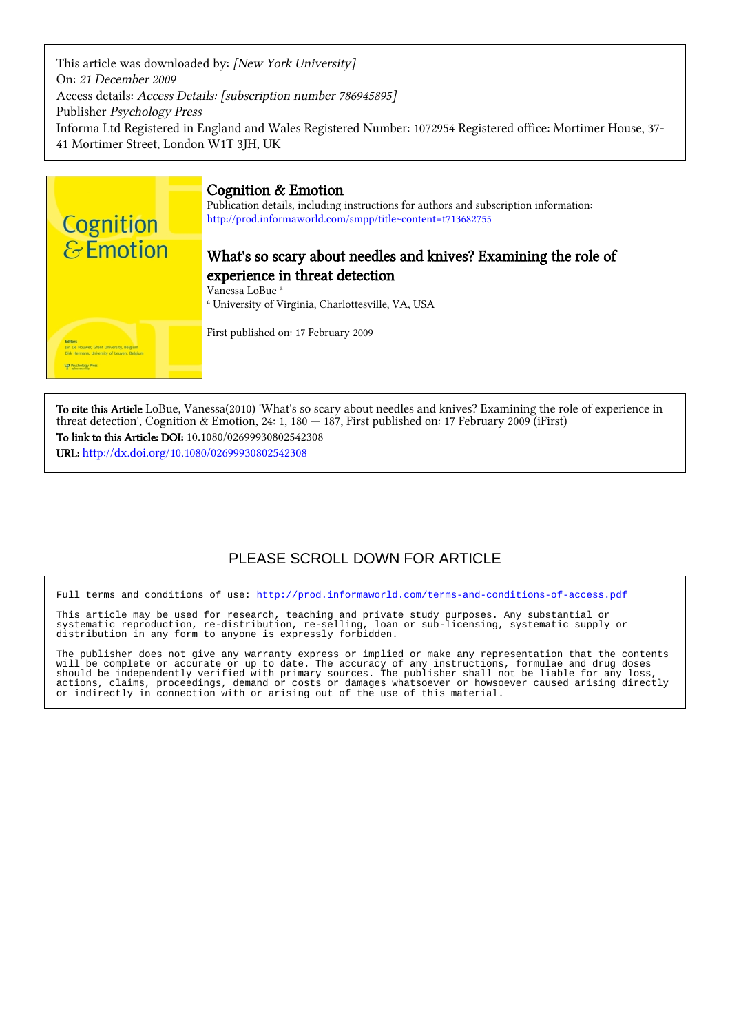This article was downloaded by: *[New York University]*
On: *21 December 2009*
Access details: *Access Details: [subscription number 786945895]*
Publisher *Psychology Press*
Informa Ltd Registered in England and Wales Registered Number: 1072954 Registered office: Mortimer House, 37-41 Mortimer Street, London W1T 3JH, UK

# Cognition & Emotion

Publication details, including instructions for authors and subscription information:
http://prod.informaworld.com/smpp/title~content=t713682755

## What's so scary about needles and knives? Examining the role of experience in threat detection

Vanessa LoBue [a]

[a] University of Virginia, Charlottesville, VA, USA

First published on: 17 February 2009

**To cite this Article** LoBue, Vanessa(2010) 'What's so scary about needles and knives? Examining the role of experience in threat detection', Cognition & Emotion, 24: 1, 180 — 187, First published on: 17 February 2009 (iFirst)

**To link to this Article: DOI:** 10.1080/02699930802542308

**URL:** http://dx.doi.org/10.1080/02699930802542308

PLEASE SCROLL DOWN FOR ARTICLE

Full terms and conditions of use: http://prod.informaworld.com/terms-and-conditions-of-access.pdf

This article may be used for research, teaching and private study purposes. Any substantial or systematic reproduction, re-distribution, re-selling, loan or sub-licensing, systematic supply or distribution in any form to anyone is expressly forbidden.

The publisher does not give any warranty express or implied or make any representation that the contents will be complete or accurate or up to date. The accuracy of any instructions, formulae and drug doses should be independently verified with primary sources. The publisher shall not be liable for any loss, actions, claims, proceedings, demand or costs or damages whatsoever or howsoever caused arising directly or indirectly in connection with or arising out of the use of this material.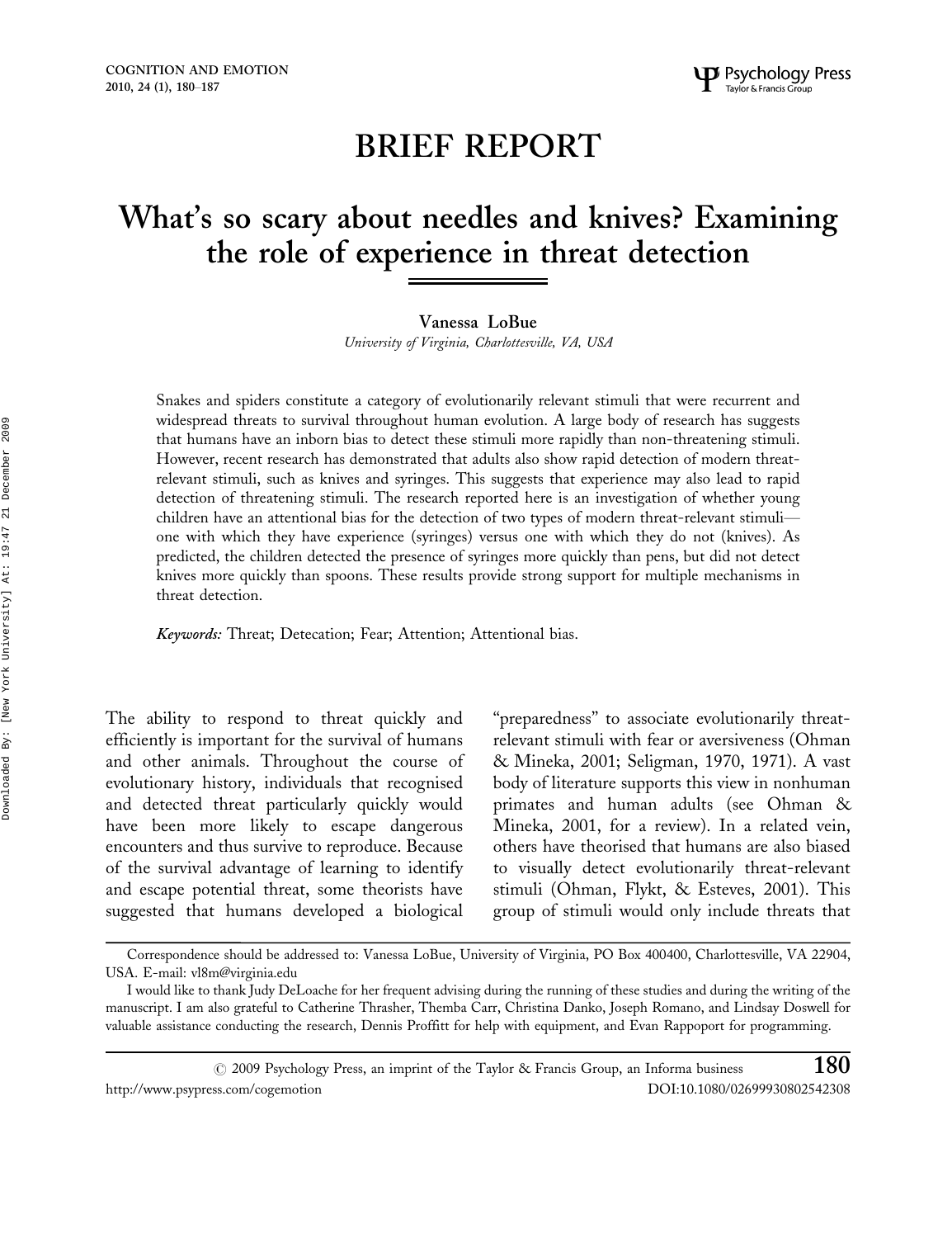# BRIEF REPORT

# What's so scary about needles and knives? Examining the role of experience in threat detection

**Vanessa LoBue**

*University of Virginia, Charlottesville, VA, USA*

Snakes and spiders constitute a category of evolutionarily relevant stimuli that were recurrent and widespread threats to survival throughout human evolution. A large body of research has suggests that humans have an inborn bias to detect these stimuli more rapidly than non-threatening stimuli. However, recent research has demonstrated that adults also show rapid detection of modern threat-relevant stimuli, such as knives and syringes. This suggests that experience may also lead to rapid detection of threatening stimuli. The research reported here is an investigation of whether young children have an attentional bias for the detection of two types of modern threat-relevant stimuli—one with which they have experience (syringes) versus one with which they do not (knives). As predicted, the children detected the presence of syringes more quickly than pens, but did not detect knives more quickly than spoons. These results provide strong support for multiple mechanisms in threat detection.

*Keywords:* Threat; Detecation; Fear; Attention; Attentional bias.

The ability to respond to threat quickly and efficiently is important for the survival of humans and other animals. Throughout the course of evolutionary history, individuals that recognised and detected threat particularly quickly would have been more likely to escape dangerous encounters and thus survive to reproduce. Because of the survival advantage of learning to identify and escape potential threat, some theorists have suggested that humans developed a biological "preparedness" to associate evolutionarily threat-relevant stimuli with fear or aversiveness (Ohman & Mineka, 2001; Seligman, 1970, 1971). A vast body of literature supports this view in nonhuman primates and human adults (see Ohman & Mineka, 2001, for a review). In a related vein, others have theorised that humans are also biased to visually detect evolutionarily threat-relevant stimuli (Ohman, Flykt, & Esteves, 2001). This group of stimuli would only include threats that

Correspondence should be addressed to: Vanessa LoBue, University of Virginia, PO Box 400400, Charlottesville, VA 22904, USA. E-mail: vl8m@virginia.edu

I would like to thank Judy DeLoache for her frequent advising during the running of these studies and during the writing of the manuscript. I am also grateful to Catherine Thrasher, Themba Carr, Christina Danko, Joseph Romano, and Lindsay Doswell for valuable assistance conducting the research, Dennis Proffitt for help with equipment, and Evan Rappoport for programming.

© 2009 Psychology Press, an imprint of the Taylor & Francis Group, an Informa business

http://www.psypress.com/cogemotion DOI:10.1080/02699930802542308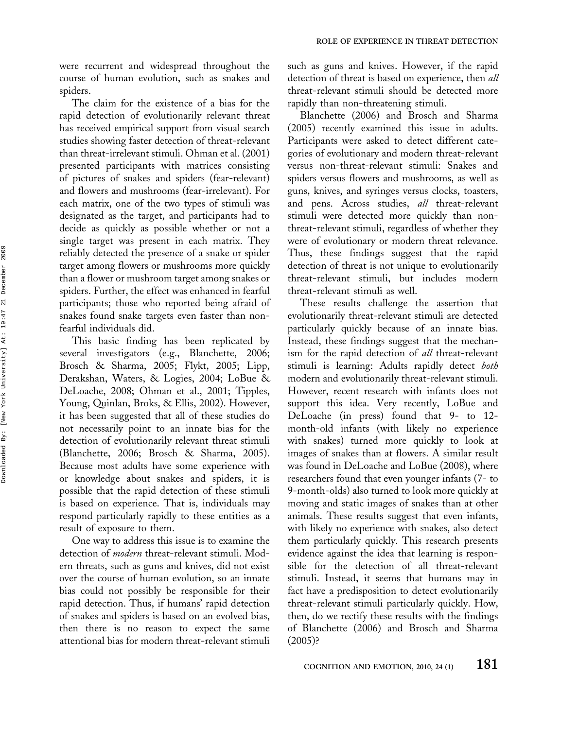were recurrent and widespread throughout the course of human evolution, such as snakes and spiders.

The claim for the existence of a bias for the rapid detection of evolutionarily relevant threat has received empirical support from visual search studies showing faster detection of threat-relevant than threat-irrelevant stimuli. Ohman et al. (2001) presented participants with matrices consisting of pictures of snakes and spiders (fear-relevant) and flowers and mushrooms (fear-irrelevant). For each matrix, one of the two types of stimuli was designated as the target, and participants had to decide as quickly as possible whether or not a single target was present in each matrix. They reliably detected the presence of a snake or spider target among flowers or mushrooms more quickly than a flower or mushroom target among snakes or spiders. Further, the effect was enhanced in fearful participants; those who reported being afraid of snakes found snake targets even faster than non-fearful individuals did.

This basic finding has been replicated by several investigators (e.g., Blanchette, 2006; Brosch & Sharma, 2005; Flykt, 2005; Lipp, Derakshan, Waters, & Logies, 2004; LoBue & DeLoache, 2008; Ohman et al., 2001; Tipples, Young, Quinlan, Broks, & Ellis, 2002). However, it has been suggested that all of these studies do not necessarily point to an innate bias for the detection of evolutionarily relevant threat stimuli (Blanchette, 2006; Brosch & Sharma, 2005). Because most adults have some experience with or knowledge about snakes and spiders, it is possible that the rapid detection of these stimuli is based on experience. That is, individuals may respond particularly rapidly to these entities as a result of exposure to them.

One way to address this issue is to examine the detection of *modern* threat-relevant stimuli. Modern threats, such as guns and knives, did not exist over the course of human evolution, so an innate bias could not possibly be responsible for their rapid detection. Thus, if humans' rapid detection of snakes and spiders is based on an evolved bias, then there is no reason to expect the same attentional bias for modern threat-relevant stimuli such as guns and knives. However, if the rapid detection of threat is based on experience, then *all* threat-relevant stimuli should be detected more rapidly than non-threatening stimuli.

Blanchette (2006) and Brosch and Sharma (2005) recently examined this issue in adults. Participants were asked to detect different categories of evolutionary and modern threat-relevant versus non-threat-relevant stimuli: Snakes and spiders versus flowers and mushrooms, as well as guns, knives, and syringes versus clocks, toasters, and pens. Across studies, *all* threat-relevant stimuli were detected more quickly than non-threat-relevant stimuli, regardless of whether they were of evolutionary or modern threat relevance. Thus, these findings suggest that the rapid detection of threat is not unique to evolutionarily threat-relevant stimuli, but includes modern threat-relevant stimuli as well.

These results challenge the assertion that evolutionarily threat-relevant stimuli are detected particularly quickly because of an innate bias. Instead, these findings suggest that the mechanism for the rapid detection of *all* threat-relevant stimuli is learning: Adults rapidly detect *both* modern and evolutionarily threat-relevant stimuli. However, recent research with infants does not support this idea. Very recently, LoBue and DeLoache (in press) found that 9- to 12-month-old infants (with likely no experience with snakes) turned more quickly to look at images of snakes than at flowers. A similar result was found in DeLoache and LoBue (2008), where researchers found that even younger infants (7- to 9-month-olds) also turned to look more quickly at moving and static images of snakes than at other animals. These results suggest that even infants, with likely no experience with snakes, also detect them particularly quickly. This research presents evidence against the idea that learning is responsible for the detection of all threat-relevant stimuli. Instead, it seems that humans may in fact have a predisposition to detect evolutionarily threat-relevant stimuli particularly quickly. How, then, do we rectify these results with the findings of Blanchette (2006) and Brosch and Sharma (2005)?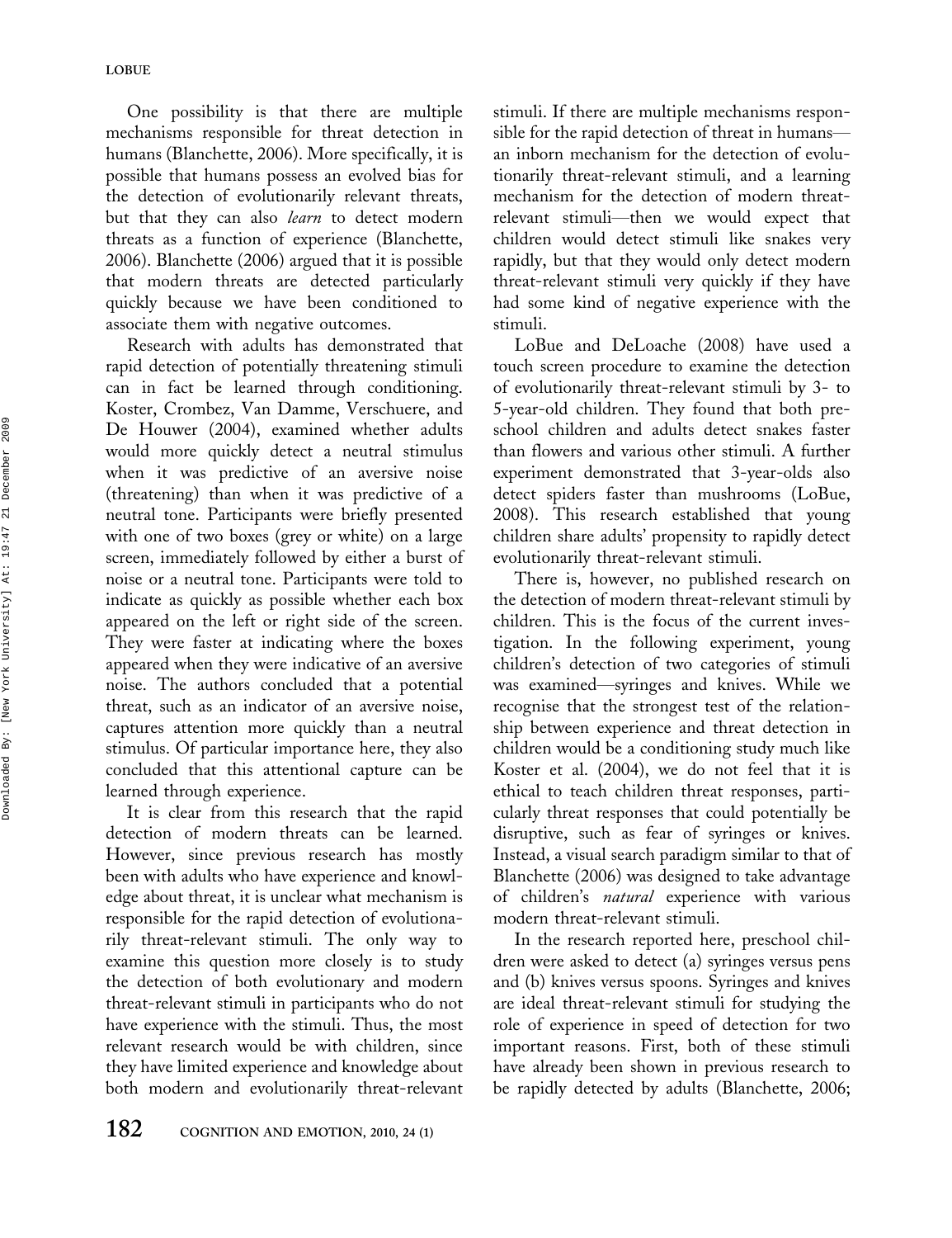One possibility is that there are multiple mechanisms responsible for threat detection in humans (Blanchette, 2006). More specifically, it is possible that humans possess an evolved bias for the detection of evolutionarily relevant threats, but that they can also *learn* to detect modern threats as a function of experience (Blanchette, 2006). Blanchette (2006) argued that it is possible that modern threats are detected particularly quickly because we have been conditioned to associate them with negative outcomes.

Research with adults has demonstrated that rapid detection of potentially threatening stimuli can in fact be learned through conditioning. Koster, Crombez, Van Damme, Verschuere, and De Houwer (2004), examined whether adults would more quickly detect a neutral stimulus when it was predictive of an aversive noise (threatening) than when it was predictive of a neutral tone. Participants were briefly presented with one of two boxes (grey or white) on a large screen, immediately followed by either a burst of noise or a neutral tone. Participants were told to indicate as quickly as possible whether each box appeared on the left or right side of the screen. They were faster at indicating where the boxes appeared when they were indicative of an aversive noise. The authors concluded that a potential threat, such as an indicator of an aversive noise, captures attention more quickly than a neutral stimulus. Of particular importance here, they also concluded that this attentional capture can be learned through experience.

It is clear from this research that the rapid detection of modern threats can be learned. However, since previous research has mostly been with adults who have experience and knowledge about threat, it is unclear what mechanism is responsible for the rapid detection of evolutionarily threat-relevant stimuli. The only way to examine this question more closely is to study the detection of both evolutionary and modern threat-relevant stimuli in participants who do not have experience with the stimuli. Thus, the most relevant research would be with children, since they have limited experience and knowledge about both modern and evolutionarily threat-relevant stimuli. If there are multiple mechanisms responsible for the rapid detection of threat in humans—an inborn mechanism for the detection of evolutionarily threat-relevant stimuli, and a learning mechanism for the detection of modern threat-relevant stimuli—then we would expect that children would detect stimuli like snakes very rapidly, but that they would only detect modern threat-relevant stimuli very quickly if they have had some kind of negative experience with the stimuli.

LoBue and DeLoache (2008) have used a touch screen procedure to examine the detection of evolutionarily threat-relevant stimuli by 3- to 5-year-old children. They found that both preschool children and adults detect snakes faster than flowers and various other stimuli. A further experiment demonstrated that 3-year-olds also detect spiders faster than mushrooms (LoBue, 2008). This research established that young children share adults' propensity to rapidly detect evolutionarily threat-relevant stimuli.

There is, however, no published research on the detection of modern threat-relevant stimuli by children. This is the focus of the current investigation. In the following experiment, young children's detection of two categories of stimuli was examined—syringes and knives. While we recognise that the strongest test of the relationship between experience and threat detection in children would be a conditioning study much like Koster et al. (2004), we do not feel that it is ethical to teach children threat responses, particularly threat responses that could potentially be disruptive, such as fear of syringes or knives. Instead, a visual search paradigm similar to that of Blanchette (2006) was designed to take advantage of children's *natural* experience with various modern threat-relevant stimuli.

In the research reported here, preschool children were asked to detect (a) syringes versus pens and (b) knives versus spoons. Syringes and knives are ideal threat-relevant stimuli for studying the role of experience in speed of detection for two important reasons. First, both of these stimuli have already been shown in previous research to be rapidly detected by adults (Blanchette, 2006;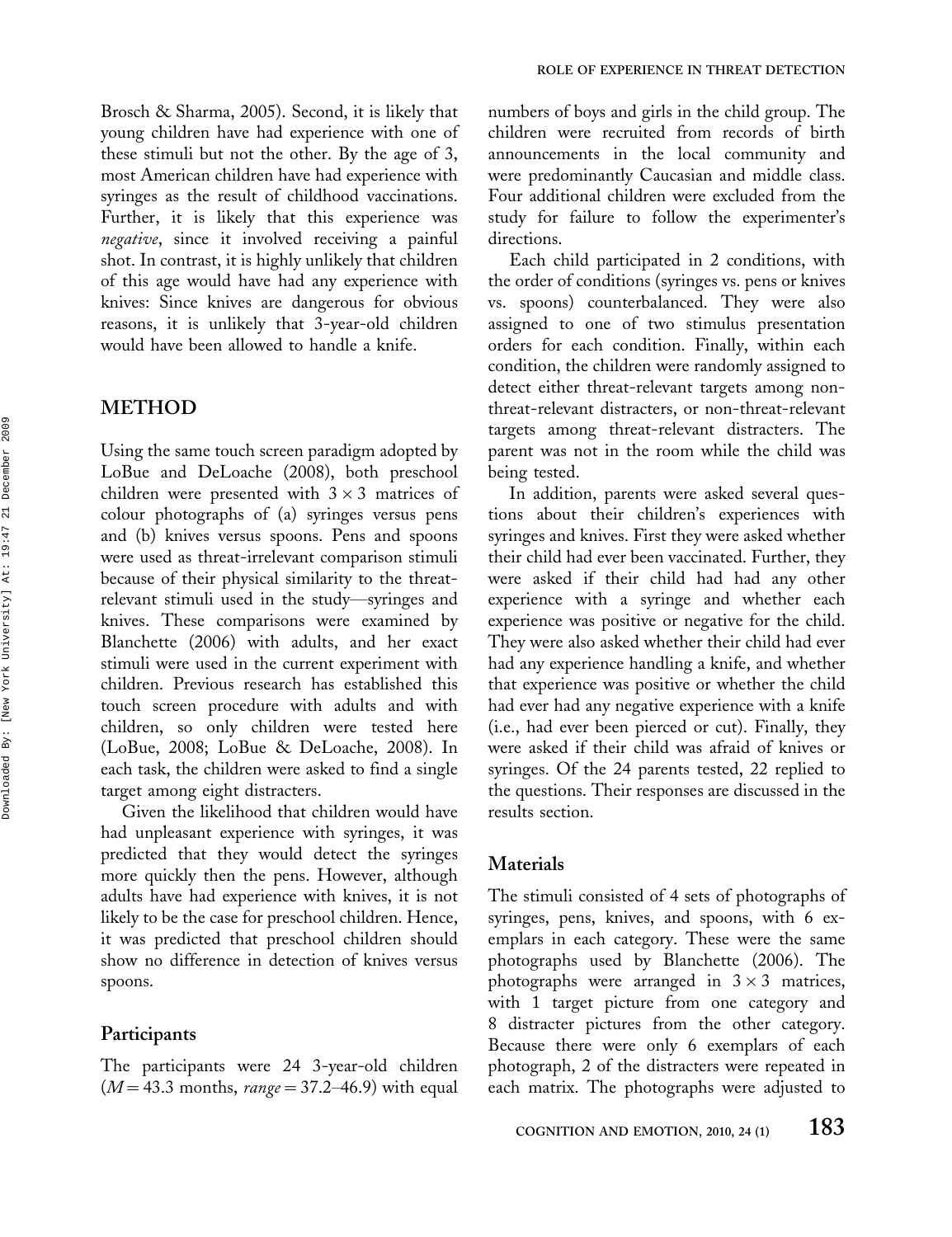Brosch & Sharma, 2005). Second, it is likely that young children have had experience with one of these stimuli but not the other. By the age of 3, most American children have had experience with syringes as the result of childhood vaccinations. Further, it is likely that this experience was *negative*, since it involved receiving a painful shot. In contrast, it is highly unlikely that children of this age would have had any experience with knives: Since knives are dangerous for obvious reasons, it is unlikely that 3-year-old children would have been allowed to handle a knife.

## METHOD

Using the same touch screen paradigm adopted by LoBue and DeLoache (2008), both preschool children were presented with $3 \times 3$ matrices of colour photographs of (a) syringes versus pens and (b) knives versus spoons. Pens and spoons were used as threat-irrelevant comparison stimuli because of their physical similarity to the threat-relevant stimuli used in the study—syringes and knives. These comparisons were examined by Blanchette (2006) with adults, and her exact stimuli were used in the current experiment with children. Previous research has established this touch screen procedure with adults and with children, so only children were tested here (LoBue, 2008; LoBue & DeLoache, 2008). In each task, the children were asked to find a single target among eight distracters.

Given the likelihood that children would have had unpleasant experience with syringes, it was predicted that they would detect the syringes more quickly then the pens. However, although adults have had experience with knives, it is not likely to be the case for preschool children. Hence, it was predicted that preschool children should show no difference in detection of knives versus spoons.

### Participants

The participants were 24 3-year-old children ($M = 43.3$ months, *range* = 37.2–46.9) with equal numbers of boys and girls in the child group. The children were recruited from records of birth announcements in the local community and were predominantly Caucasian and middle class. Four additional children were excluded from the study for failure to follow the experimenter's directions.

Each child participated in 2 conditions, with the order of conditions (syringes vs. pens or knives vs. spoons) counterbalanced. They were also assigned to one of two stimulus presentation orders for each condition. Finally, within each condition, the children were randomly assigned to detect either threat-relevant targets among non-threat-relevant distracters, or non-threat-relevant targets among threat-relevant distracters. The parent was not in the room while the child was being tested.

In addition, parents were asked several questions about their children's experiences with syringes and knives. First they were asked whether their child had ever been vaccinated. Further, they were asked if their child had had any other experience with a syringe and whether each experience was positive or negative for the child. They were also asked whether their child had ever had any experience handling a knife, and whether that experience was positive or whether the child had ever had any negative experience with a knife (i.e., had ever been pierced or cut). Finally, they were asked if their child was afraid of knives or syringes. Of the 24 parents tested, 22 replied to the questions. Their responses are discussed in the results section.

### Materials

The stimuli consisted of 4 sets of photographs of syringes, pens, knives, and spoons, with 6 exemplars in each category. These were the same photographs used by Blanchette (2006). The photographs were arranged in $3 \times 3$ matrices, with 1 target picture from one category and 8 distracter pictures from the other category. Because there were only 6 exemplars of each photograph, 2 of the distracters were repeated in each matrix. The photographs were adjusted to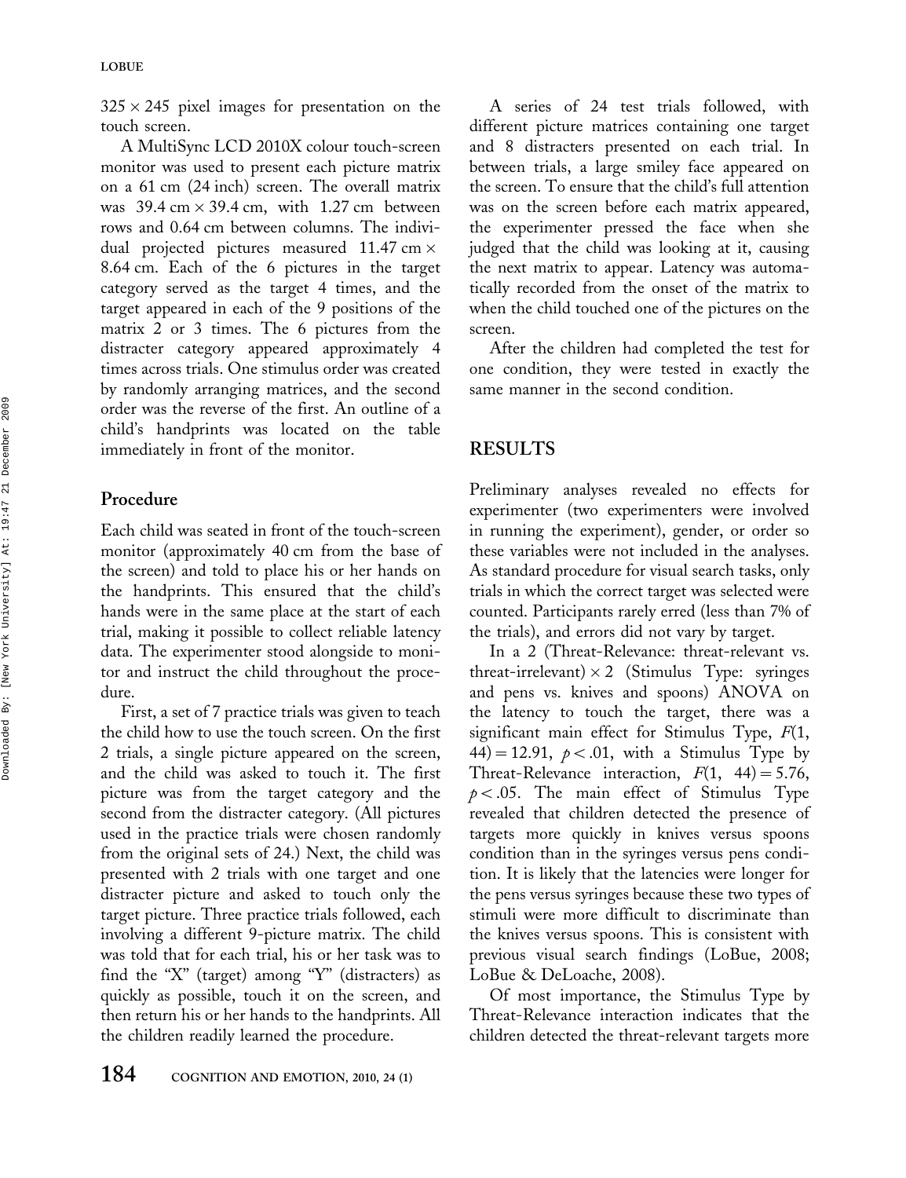$325 \times 245$ pixel images for presentation on the touch screen.

A MultiSync LCD 2010X colour touch-screen monitor was used to present each picture matrix on a 61 cm (24 inch) screen. The overall matrix was $39.4 \text{ cm} \times 39.4 \text{ cm}$, with 1.27 cm between rows and 0.64 cm between columns. The individual projected pictures measured $11.47 \text{ cm} \times 8.64 \text{ cm}$. Each of the 6 pictures in the target category served as the target 4 times, and the target appeared in each of the 9 positions of the matrix 2 or 3 times. The 6 pictures from the distracter category appeared approximately 4 times across trials. One stimulus order was created by randomly arranging matrices, and the second order was the reverse of the first. An outline of a child's handprints was located on the table immediately in front of the monitor.

### Procedure

Each child was seated in front of the touch-screen monitor (approximately 40 cm from the base of the screen) and told to place his or her hands on the handprints. This ensured that the child's hands were in the same place at the start of each trial, making it possible to collect reliable latency data. The experimenter stood alongside to monitor and instruct the child throughout the procedure.

First, a set of 7 practice trials was given to teach the child how to use the touch screen. On the first 2 trials, a single picture appeared on the screen, and the child was asked to touch it. The first picture was from the target category and the second from the distracter category. (All pictures used in the practice trials were chosen randomly from the original sets of 24.) Next, the child was presented with 2 trials with one target and one distracter picture and asked to touch only the target picture. Three practice trials followed, each involving a different 9-picture matrix. The child was told that for each trial, his or her task was to find the "X" (target) among "Y" (distracters) as quickly as possible, touch it on the screen, and then return his or her hands to the handprints. All the children readily learned the procedure.

A series of 24 test trials followed, with different picture matrices containing one target and 8 distracters presented on each trial. In between trials, a large smiley face appeared on the screen. To ensure that the child's full attention was on the screen before each matrix appeared, the experimenter pressed the face when she judged that the child was looking at it, causing the next matrix to appear. Latency was automatically recorded from the onset of the matrix to when the child touched one of the pictures on the screen.

After the children had completed the test for one condition, they were tested in exactly the same manner in the second condition.

## RESULTS

Preliminary analyses revealed no effects for experimenter (two experimenters were involved in running the experiment), gender, or order so these variables were not included in the analyses. As standard procedure for visual search tasks, only trials in which the correct target was selected were counted. Participants rarely erred (less than 7% of the trials), and errors did not vary by target.

In a 2 (Threat-Relevance: threat-relevant vs. threat-irrelevant) $\times$ 2 (Stimulus Type: syringes and pens vs. knives and spoons) ANOVA on the latency to touch the target, there was a significant main effect for Stimulus Type, $F(1, 44) = 12.91$, $p < .01$, with a Stimulus Type by Threat-Relevance interaction, $F(1, 44) = 5.76$, $p < .05$. The main effect of Stimulus Type revealed that children detected the presence of targets more quickly in knives versus spoons condition than in the syringes versus pens condition. It is likely that the latencies were longer for the pens versus syringes because these two types of stimuli were more difficult to discriminate than the knives versus spoons. This is consistent with previous visual search findings (LoBue, 2008; LoBue & DeLoache, 2008).

Of most importance, the Stimulus Type by Threat-Relevance interaction indicates that the children detected the threat-relevant targets more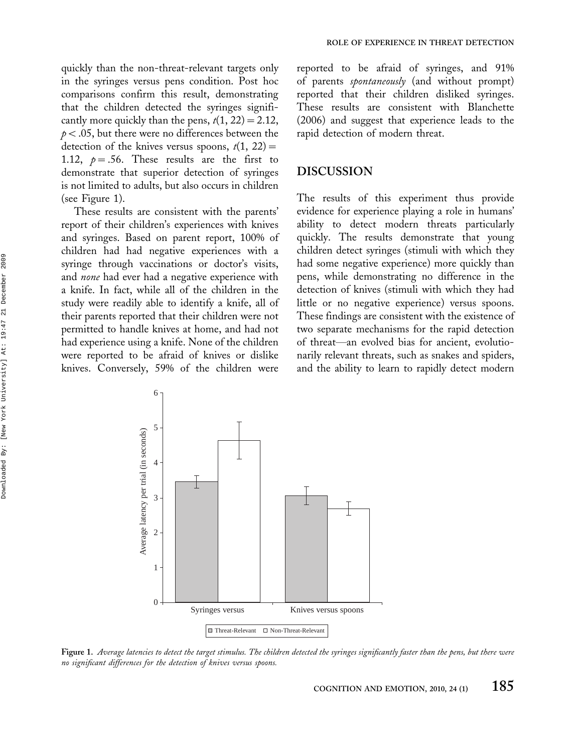quickly than the non-threat-relevant targets only in the syringes versus pens condition. Post hoc comparisons confirm this result, demonstrating that the children detected the syringes significantly more quickly than the pens, $t(1, 22) = 2.12$, $p < .05$, but there were no differences between the detection of the knives versus spoons, $t(1, 22) = 1.12$, $p = .56$. These results are the first to demonstrate that superior detection of syringes is not limited to adults, but also occurs in children (see Figure 1).

These results are consistent with the parents' report of their children's experiences with knives and syringes. Based on parent report, 100% of children had had negative experiences with a syringe through vaccinations or doctor's visits, and *none* had ever had a negative experience with a knife. In fact, while all of the children in the study were readily able to identify a knife, all of their parents reported that their children were not permitted to handle knives at home, and had not had experience using a knife. None of the children were reported to be afraid of knives or dislike knives. Conversely, 59% of the children were reported to be afraid of syringes, and 91% of parents *spontaneously* (and without prompt) reported that their children disliked syringes. These results are consistent with Blanchette (2006) and suggest that experience leads to the rapid detection of modern threat.

## DISCUSSION

The results of this experiment thus provide evidence for experience playing a role in humans' ability to detect modern threats particularly quickly. The results demonstrate that young children detect syringes (stimuli with which they had some negative experience) more quickly than pens, while demonstrating no difference in the detection of knives (stimuli with which they had little or no negative experience) versus spoons. These findings are consistent with the existence of two separate mechanisms for the rapid detection of threat—an evolved bias for ancient, evolutionarily relevant threats, such as snakes and spiders, and the ability to learn to rapidly detect modern

Average latency per trial (in seconds)
0
1
2
3
4
5
6
Syringes versus
Knives versus spoons
Threat-Relevant
Non-Threat-Relevant

**Figure 1.** *Average latencies to detect the target stimulus. The children detected the syringes significantly faster than the pens, but there were no significant differences for the detection of knives versus spoons.*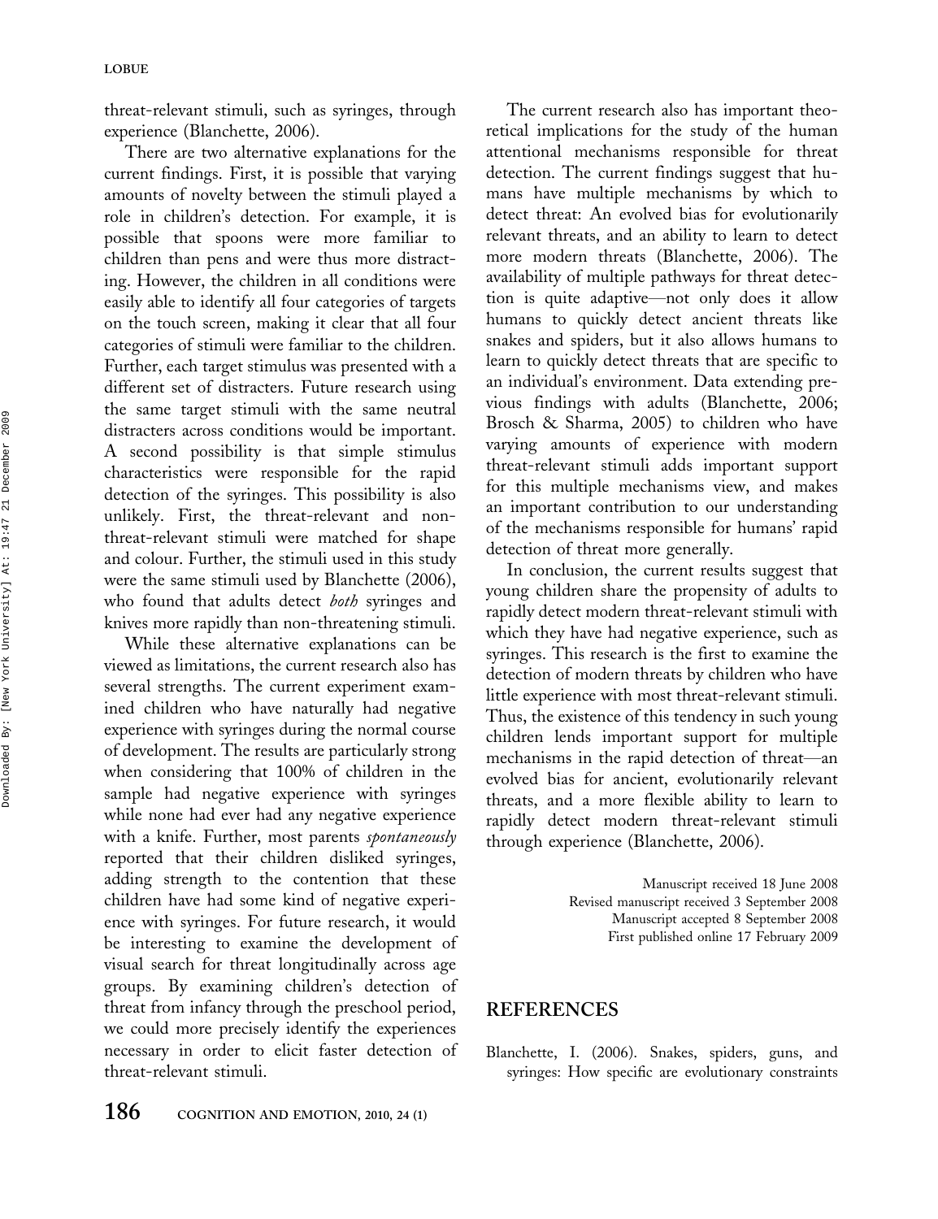threat-relevant stimuli, such as syringes, through experience (Blanchette, 2006).

There are two alternative explanations for the current findings. First, it is possible that varying amounts of novelty between the stimuli played a role in children's detection. For example, it is possible that spoons were more familiar to children than pens and were thus more distracting. However, the children in all conditions were easily able to identify all four categories of targets on the touch screen, making it clear that all four categories of stimuli were familiar to the children. Further, each target stimulus was presented with a different set of distracters. Future research using the same target stimuli with the same neutral distracters across conditions would be important. A second possibility is that simple stimulus characteristics were responsible for the rapid detection of the syringes. This possibility is also unlikely. First, the threat-relevant and non-threat-relevant stimuli were matched for shape and colour. Further, the stimuli used in this study were the same stimuli used by Blanchette (2006), who found that adults detect *both* syringes and knives more rapidly than non-threatening stimuli.

While these alternative explanations can be viewed as limitations, the current research also has several strengths. The current experiment examined children who have naturally had negative experience with syringes during the normal course of development. The results are particularly strong when considering that 100% of children in the sample had negative experience with syringes while none had ever had any negative experience with a knife. Further, most parents *spontaneously* reported that their children disliked syringes, adding strength to the contention that these children have had some kind of negative experience with syringes. For future research, it would be interesting to examine the development of visual search for threat longitudinally across age groups. By examining children's detection of threat from infancy through the preschool period, we could more precisely identify the experiences necessary in order to elicit faster detection of threat-relevant stimuli.

The current research also has important theoretical implications for the study of the human attentional mechanisms responsible for threat detection. The current findings suggest that humans have multiple mechanisms by which to detect threat: An evolved bias for evolutionarily relevant threats, and an ability to learn to detect more modern threats (Blanchette, 2006). The availability of multiple pathways for threat detection is quite adaptive—not only does it allow humans to quickly detect ancient threats like snakes and spiders, but it also allows humans to learn to quickly detect threats that are specific to an individual's environment. Data extending previous findings with adults (Blanchette, 2006; Brosch & Sharma, 2005) to children who have varying amounts of experience with modern threat-relevant stimuli adds important support for this multiple mechanisms view, and makes an important contribution to our understanding of the mechanisms responsible for humans' rapid detection of threat more generally.

In conclusion, the current results suggest that young children share the propensity of adults to rapidly detect modern threat-relevant stimuli with which they have had negative experience, such as syringes. This research is the first to examine the detection of modern threats by children who have little experience with most threat-relevant stimuli. Thus, the existence of this tendency in such young children lends important support for multiple mechanisms in the rapid detection of threat—an evolved bias for ancient, evolutionarily relevant threats, and a more flexible ability to learn to rapidly detect modern threat-relevant stimuli through experience (Blanchette, 2006).

Manuscript received 18 June 2008
Revised manuscript received 3 September 2008
Manuscript accepted 8 September 2008
First published online 17 February 2009

## REFERENCES

Blanchette, I. (2006). Snakes, spiders, guns, and syringes: How specific are evolutionary constraints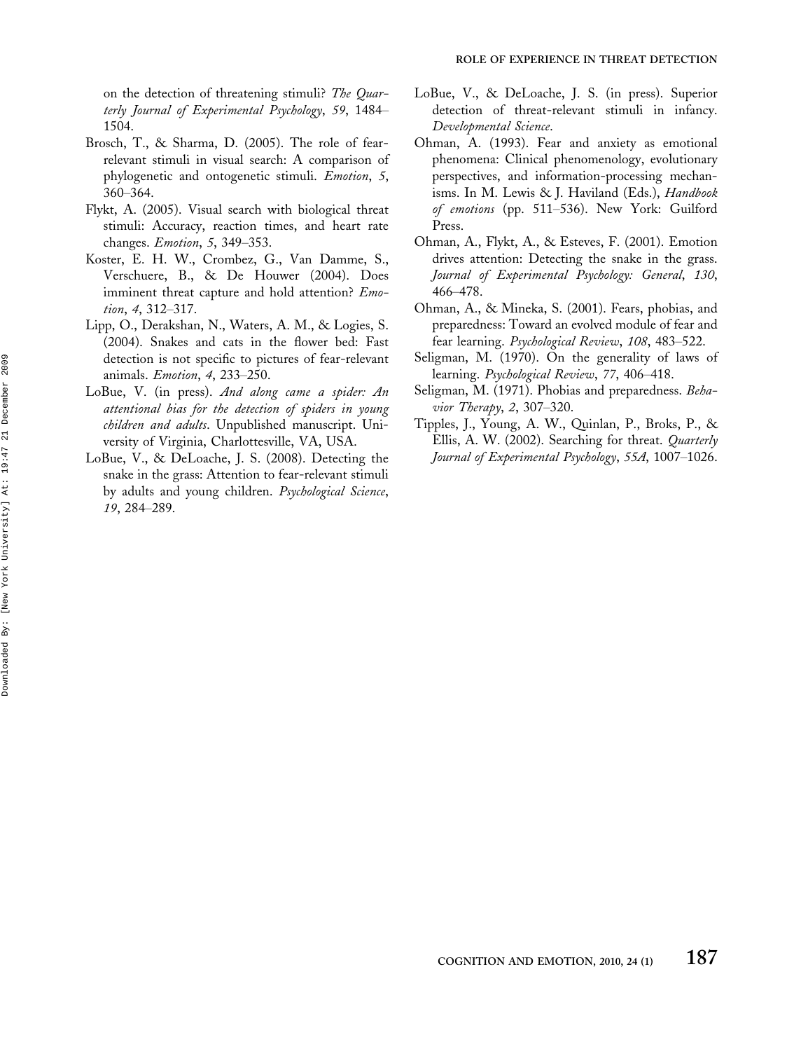on the detection of threatening stimuli? *The Quarterly Journal of Experimental Psychology*, *59*, 1484–1504.

Brosch, T., & Sharma, D. (2005). The role of fear-relevant stimuli in visual search: A comparison of phylogenetic and ontogenetic stimuli. *Emotion*, *5*, 360–364.

Flykt, A. (2005). Visual search with biological threat stimuli: Accuracy, reaction times, and heart rate changes. *Emotion*, *5*, 349–353.

Koster, E. H. W., Crombez, G., Van Damme, S., Verschuere, B., & De Houwer (2004). Does imminent threat capture and hold attention? *Emotion*, *4*, 312–317.

Lipp, O., Derakshan, N., Waters, A. M., & Logies, S. (2004). Snakes and cats in the flower bed: Fast detection is not specific to pictures of fear-relevant animals. *Emotion*, *4*, 233–250.

LoBue, V. (in press). *And along came a spider: An attentional bias for the detection of spiders in young children and adults*. Unpublished manuscript. University of Virginia, Charlottesville, VA, USA.

LoBue, V., & DeLoache, J. S. (2008). Detecting the snake in the grass: Attention to fear-relevant stimuli by adults and young children. *Psychological Science*, *19*, 284–289.

LoBue, V., & DeLoache, J. S. (in press). Superior detection of threat-relevant stimuli in infancy. *Developmental Science*.

Ohman, A. (1993). Fear and anxiety as emotional phenomena: Clinical phenomenology, evolutionary perspectives, and information-processing mechanisms. In M. Lewis & J. Haviland (Eds.), *Handbook of emotions* (pp. 511–536). New York: Guilford Press.

Ohman, A., Flykt, A., & Esteves, F. (2001). Emotion drives attention: Detecting the snake in the grass. *Journal of Experimental Psychology: General*, *130*, 466–478.

Ohman, A., & Mineka, S. (2001). Fears, phobias, and preparedness: Toward an evolved module of fear and fear learning. *Psychological Review*, *108*, 483–522.

Seligman, M. (1970). On the generality of laws of learning. *Psychological Review*, *77*, 406–418.

Seligman, M. (1971). Phobias and preparedness. *Behavior Therapy*, *2*, 307–320.

Tipples, J., Young, A. W., Quinlan, P., Broks, P., & Ellis, A. W. (2002). Searching for threat. *Quarterly Journal of Experimental Psychology*, *55A*, 1007–1026.